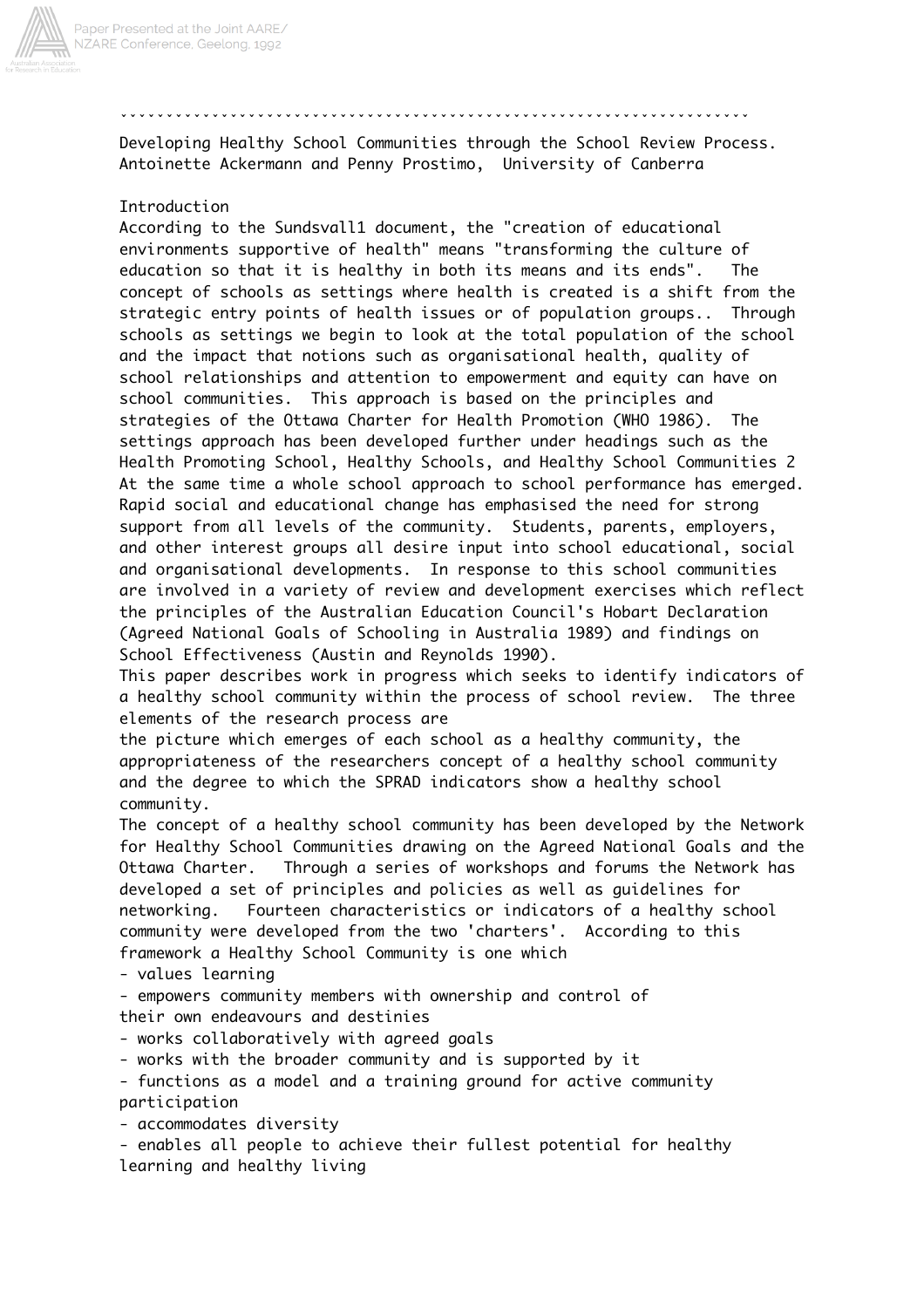Developing Healthy School Communities through the School Review Process.
Antoinette Ackermann and Penny Prostimo, University of Canberra

## Introduction

According to the Sundsvall1 document, the "creation of educational environments supportive of health" means "transforming the culture of education so that it is healthy in both its means and its ends". The concept of schools as settings where health is created is a shift from the strategic entry points of health issues or of population groups.. Through schools as settings we begin to look at the total population of the school and the impact that notions such as organisational health, quality of school relationships and attention to empowerment and equity can have on school communities. This approach is based on the principles and strategies of the Ottawa Charter for Health Promotion (WHO 1986). The settings approach has been developed further under headings such as the Health Promoting School, Healthy Schools, and Healthy School Communities 2

At the same time a whole school approach to school performance has emerged. Rapid social and educational change has emphasised the need for strong support from all levels of the community. Students, parents, employers, and other interest groups all desire input into school educational, social and organisational developments. In response to this school communities are involved in a variety of review and development exercises which reflect the principles of the Australian Education Council's Hobart Declaration (Agreed National Goals of Schooling in Australia 1989) and findings on School Effectiveness (Austin and Reynolds 1990).

This paper describes work in progress which seeks to identify indicators of a healthy school community within the process of school review. The three elements of the research process are

the picture which emerges of each school as a healthy community, the appropriateness of the researchers concept of a healthy school community and the degree to which the SPRAD indicators show a healthy school community.

The concept of a healthy school community has been developed by the Network for Healthy School Communities drawing on the Agreed National Goals and the Ottawa Charter. Through a series of workshops and forums the Network has developed a set of principles and policies as well as guidelines for networking. Fourteen characteristics or indicators of a healthy school community were developed from the two 'charters'. According to this framework a Healthy School Community is one which

- values learning
- empowers community members with ownership and control of their own endeavours and destinies
- works collaboratively with agreed goals
- works with the broader community and is supported by it
- functions as a model and a training ground for active community participation
- accommodates diversity
- enables all people to achieve their fullest potential for healthy learning and healthy living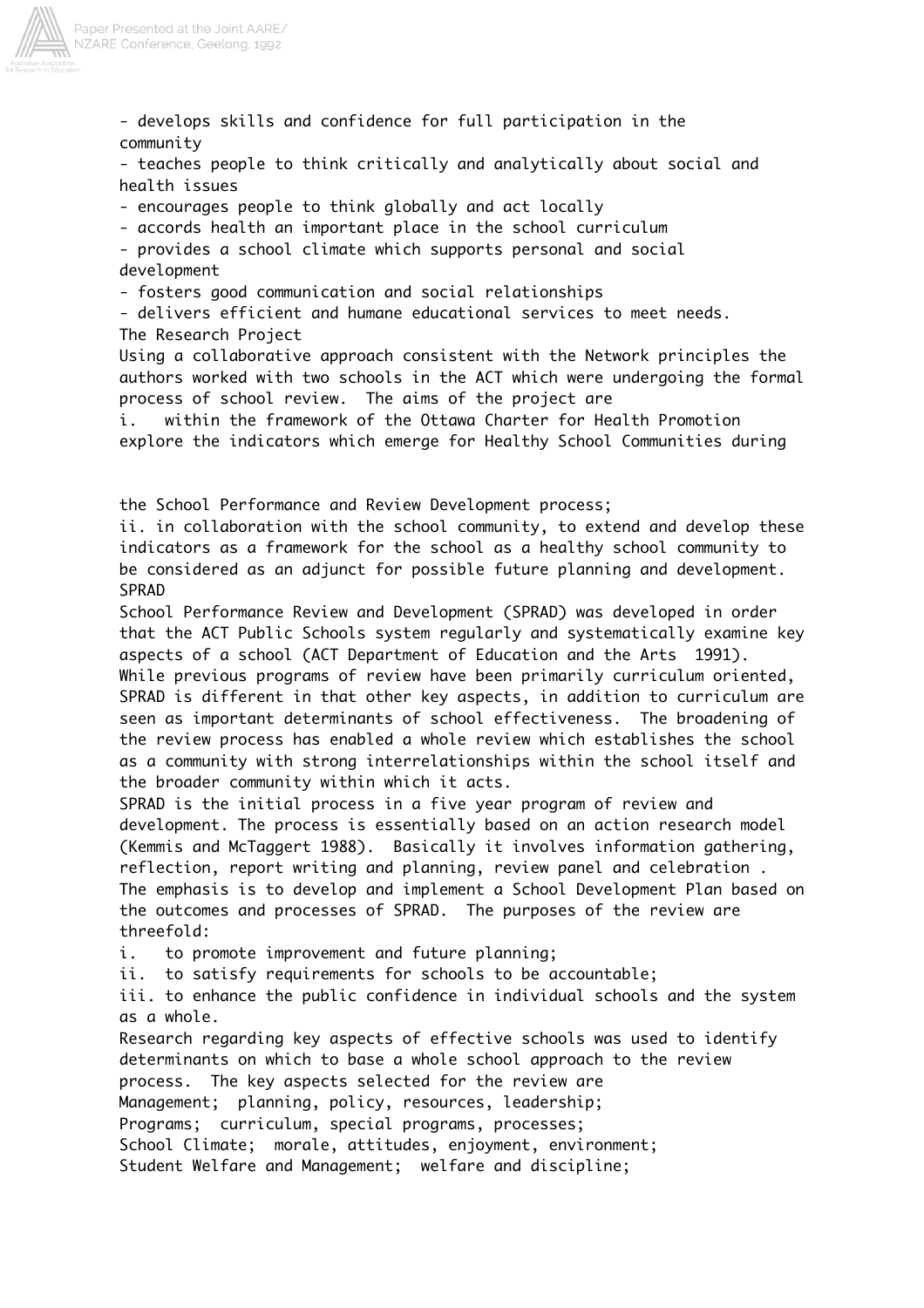- develops skills and confidence for full participation in the community
- teaches people to think critically and analytically about social and health issues
- encourages people to think globally and act locally
- accords health an important place in the school curriculum
- provides a school climate which supports personal and social development
- fosters good communication and social relationships
- delivers efficient and humane educational services to meet needs.

## The Research Project

Using a collaborative approach consistent with the Network principles the authors worked with two schools in the ACT which were undergoing the formal process of school review. The aims of the project are

i. within the framework of the Ottawa Charter for Health Promotion explore the indicators which emerge for Healthy School Communities during the School Performance and Review Development process;

ii. in collaboration with the school community, to extend and develop these indicators as a framework for the school as a healthy school community to be considered as an adjunct for possible future planning and development.

## SPRAD

School Performance Review and Development (SPRAD) was developed in order that the ACT Public Schools system regularly and systematically examine key aspects of a school (ACT Department of Education and the Arts 1991). While previous programs of review have been primarily curriculum oriented, SPRAD is different in that other key aspects, in addition to curriculum are seen as important determinants of school effectiveness. The broadening of the review process has enabled a whole review which establishes the school as a community with strong interrelationships within the school itself and the broader community within which it acts.

SPRAD is the initial process in a five year program of review and development. The process is essentially based on an action research model (Kemmis and McTaggert 1988). Basically it involves information gathering, reflection, report writing and planning, review panel and celebration . The emphasis is to develop and implement a School Development Plan based on the outcomes and processes of SPRAD. The purposes of the review are threefold:

i. to promote improvement and future planning;

ii. to satisfy requirements for schools to be accountable;

iii. to enhance the public confidence in individual schools and the system as a whole.

Research regarding key aspects of effective schools was used to identify determinants on which to base a whole school approach to the review process. The key aspects selected for the review are

Management; planning, policy, resources, leadership;

Programs; curriculum, special programs, processes;

School Climate; morale, attitudes, enjoyment, environment;

Student Welfare and Management; welfare and discipline;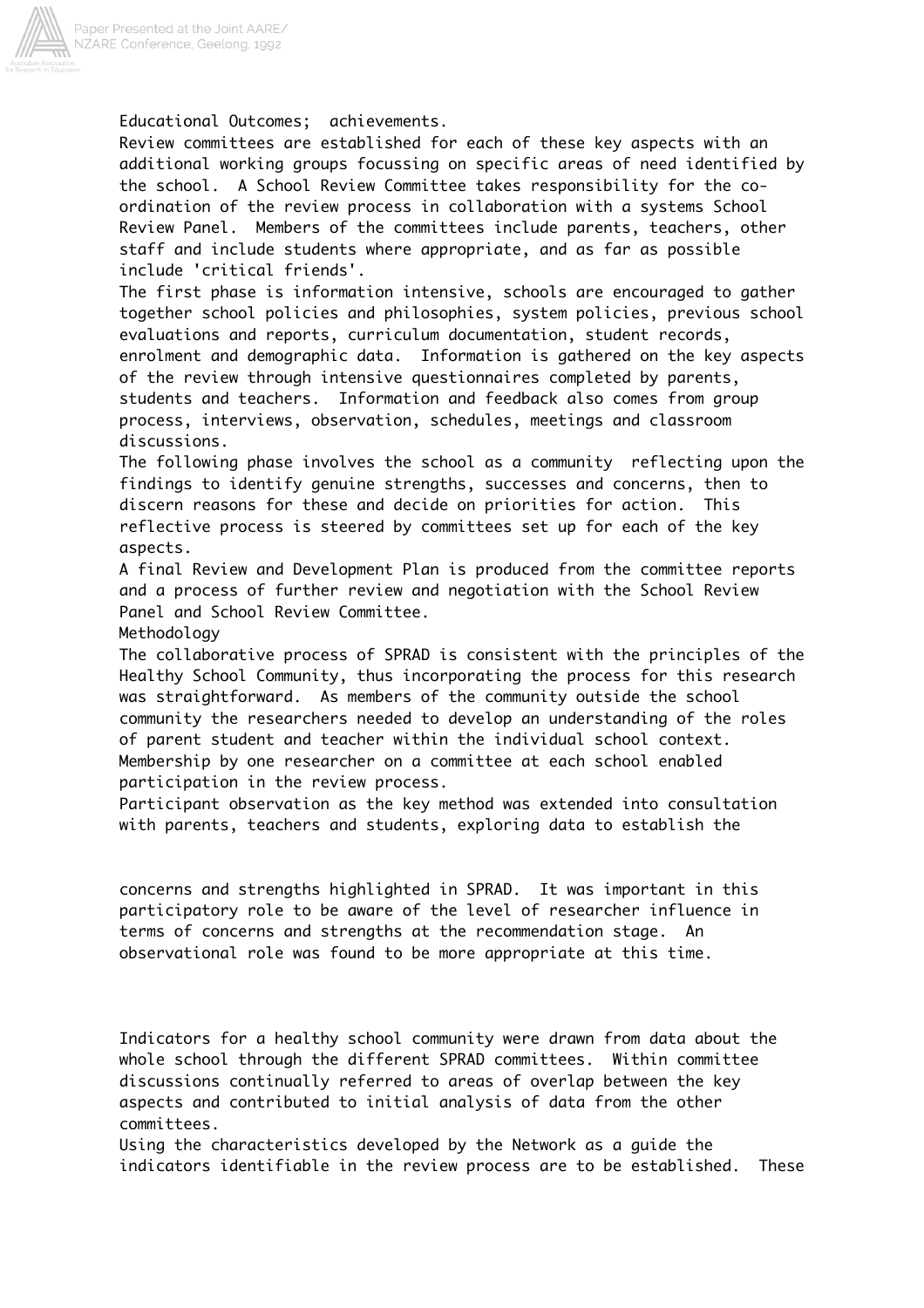Educational Outcomes; achievements.

Review committees are established for each of these key aspects with an additional working groups focussing on specific areas of need identified by the school. A School Review Committee takes responsibility for the co-ordination of the review process in collaboration with a systems School Review Panel. Members of the committees include parents, teachers, other staff and include students where appropriate, and as far as possible include 'critical friends'.

The first phase is information intensive, schools are encouraged to gather together school policies and philosophies, system policies, previous school evaluations and reports, curriculum documentation, student records, enrolment and demographic data. Information is gathered on the key aspects of the review through intensive questionnaires completed by parents, students and teachers. Information and feedback also comes from group process, interviews, observation, schedules, meetings and classroom discussions.

The following phase involves the school as a community reflecting upon the findings to identify genuine strengths, successes and concerns, then to discern reasons for these and decide on priorities for action. This reflective process is steered by committees set up for each of the key aspects.

A final Review and Development Plan is produced from the committee reports and a process of further review and negotiation with the School Review Panel and School Review Committee.

## Methodology

The collaborative process of SPRAD is consistent with the principles of the Healthy School Community, thus incorporating the process for this research was straightforward. As members of the community outside the school community the researchers needed to develop an understanding of the roles of parent student and teacher within the individual school context. Membership by one researcher on a committee at each school enabled participation in the review process.

Participant observation as the key method was extended into consultation with parents, teachers and students, exploring data to establish the concerns and strengths highlighted in SPRAD. It was important in this participatory role to be aware of the level of researcher influence in terms of concerns and strengths at the recommendation stage. An observational role was found to be more appropriate at this time.

Indicators for a healthy school community were drawn from data about the whole school through the different SPRAD committees. Within committee discussions continually referred to areas of overlap between the key aspects and contributed to initial analysis of data from the other committees.

Using the characteristics developed by the Network as a guide the indicators identifiable in the review process are to be established. These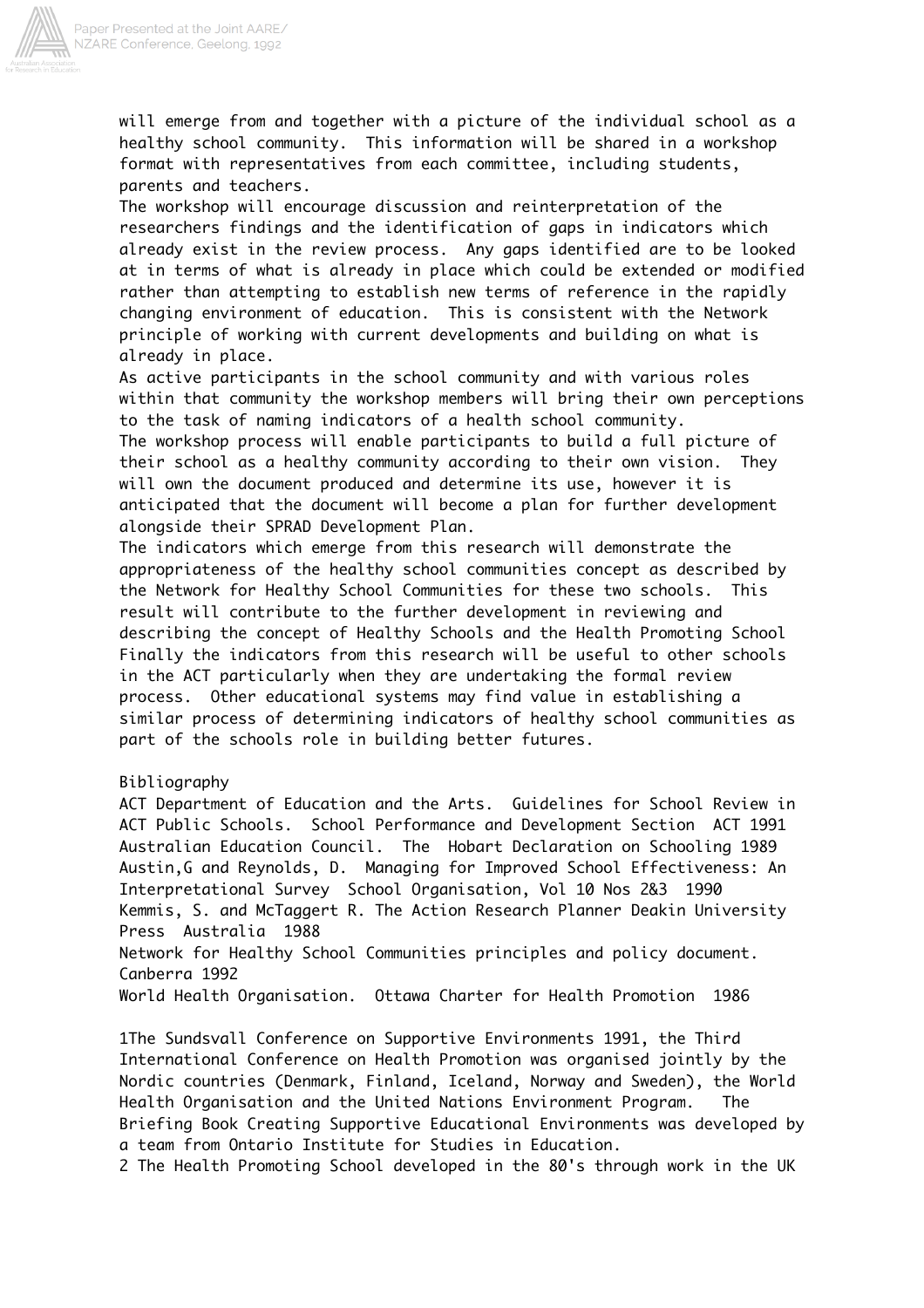will emerge from and together with a picture of the individual school as a healthy school community. This information will be shared in a workshop format with representatives from each committee, including students, parents and teachers.

The workshop will encourage discussion and reinterpretation of the researchers findings and the identification of gaps in indicators which already exist in the review process. Any gaps identified are to be looked at in terms of what is already in place which could be extended or modified rather than attempting to establish new terms of reference in the rapidly changing environment of education. This is consistent with the Network principle of working with current developments and building on what is already in place.

As active participants in the school community and with various roles within that community the workshop members will bring their own perceptions to the task of naming indicators of a health school community.

The workshop process will enable participants to build a full picture of their school as a healthy community according to their own vision. They will own the document produced and determine its use, however it is anticipated that the document will become a plan for further development alongside their SPRAD Development Plan.

The indicators which emerge from this research will demonstrate the appropriateness of the healthy school communities concept as described by the Network for Healthy School Communities for these two schools. This result will contribute to the further development in reviewing and describing the concept of Healthy Schools and the Health Promoting School Finally the indicators from this research will be useful to other schools in the ACT particularly when they are undertaking the formal review process. Other educational systems may find value in establishing a similar process of determining indicators of healthy school communities as part of the schools role in building better futures.

## Bibliography

ACT Department of Education and the Arts. Guidelines for School Review in ACT Public Schools. School Performance and Development Section ACT 1991

Australian Education Council. The Hobart Declaration on Schooling 1989

Austin,G and Reynolds, D. Managing for Improved School Effectiveness: An Interpretational Survey School Organisation, Vol 10 Nos 2&3 1990

Kemmis, S. and McTaggert R. The Action Research Planner Deakin University Press Australia 1988

Network for Healthy School Communities principles and policy document. Canberra 1992

World Health Organisation. Ottawa Charter for Health Promotion 1986

1The Sundsvall Conference on Supportive Environments 1991, the Third International Conference on Health Promotion was organised jointly by the Nordic countries (Denmark, Finland, Iceland, Norway and Sweden), the World Health Organisation and the United Nations Environment Program. The Briefing Book Creating Supportive Educational Environments was developed by a team from Ontario Institute for Studies in Education.

2 The Health Promoting School developed in the 80's through work in the UK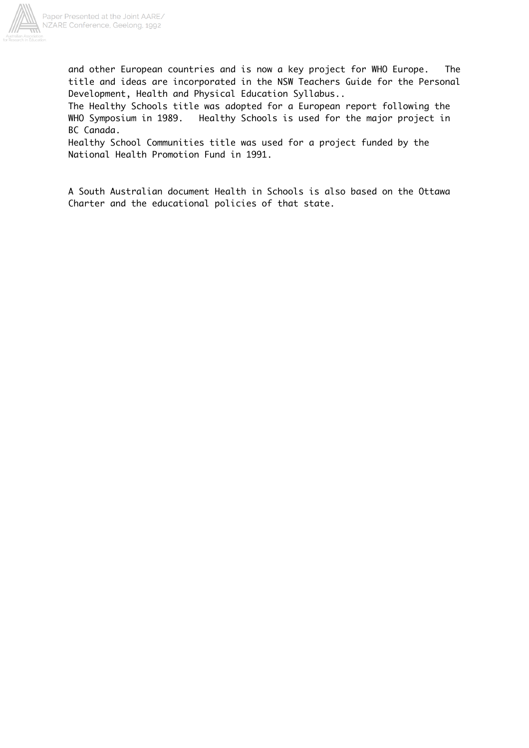and other European countries and is now a key project for WHO Europe. The title and ideas are incorporated in the NSW Teachers Guide for the Personal Development, Health and Physical Education Syllabus..

The Healthy Schools title was adopted for a European report following the WHO Symposium in 1989. Healthy Schools is used for the major project in BC Canada.

Healthy School Communities title was used for a project funded by the National Health Promotion Fund in 1991.

A South Australian document Health in Schools is also based on the Ottawa Charter and the educational policies of that state.